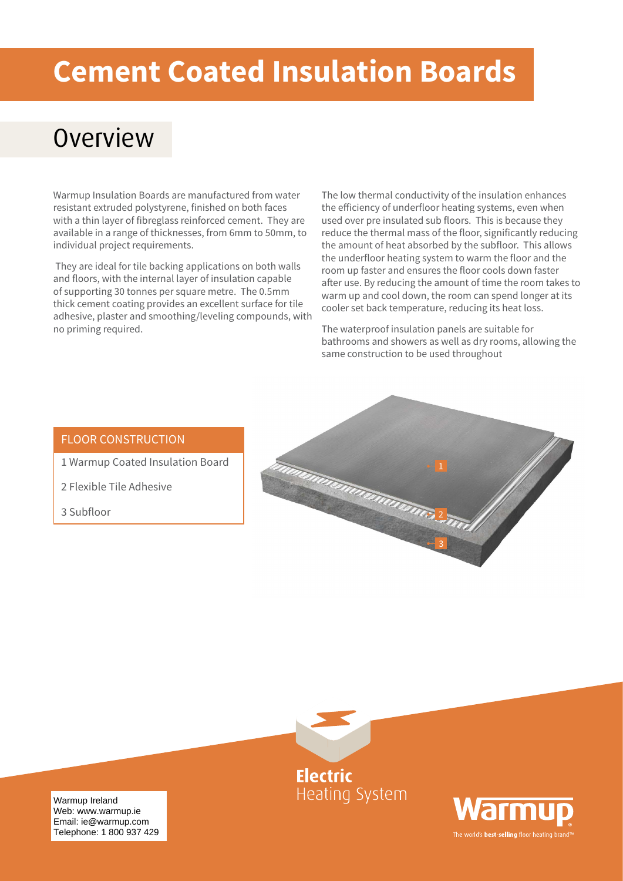# Cement Coated Insulation Boards

## Overview

Warmup Insulation Boards are manufactured from water resistant extruded polystyrene, finished on both faces with a thin layer of fibreglass reinforced cement. They are available in a range of thicknesses, from 6mm to 50mm, to individual project requirements.

They are ideal for tile backing applications on both walls and floors, with the internal layer of insulation capable of supporting 30 tonnes per square metre. The 0.5mm thick cement coating provides an excellent surface for tile adhesive, plaster and smoothing/leveling compounds, with no priming required.

The low thermal conductivity of the insulation enhances the efficiency of underfloor heating systems, even when used over pre insulated sub floors. This is because they reduce the thermal mass of the floor, significantly reducing the amount of heat absorbed by the subfloor. This allows the underfloor heating system to warm the floor and the room up faster and ensures the floor cools down faster after use. By reducing the amount of time the room takes to warm up and cool down, the room can spend longer at its cooler set back temperature, reducing its heat loss.

The waterproof insulation panels are suitable for bathrooms and showers as well as dry rooms, allowing the same construction to be used throughout

| FLOOR CONSTRUCTION |
| --- |
| 1 Warmup Coated Insulation Board |
| 2 Flexible Tile Adhesive |
| 3 Subfloor |

1

2

3

**Electric** Heating System

Warmup Ireland
Web: www.warmup.ie
Email: ie@warmup.com
Telephone: 1 800 937 429

Warmup
The world's **best-selling** floor heating brand™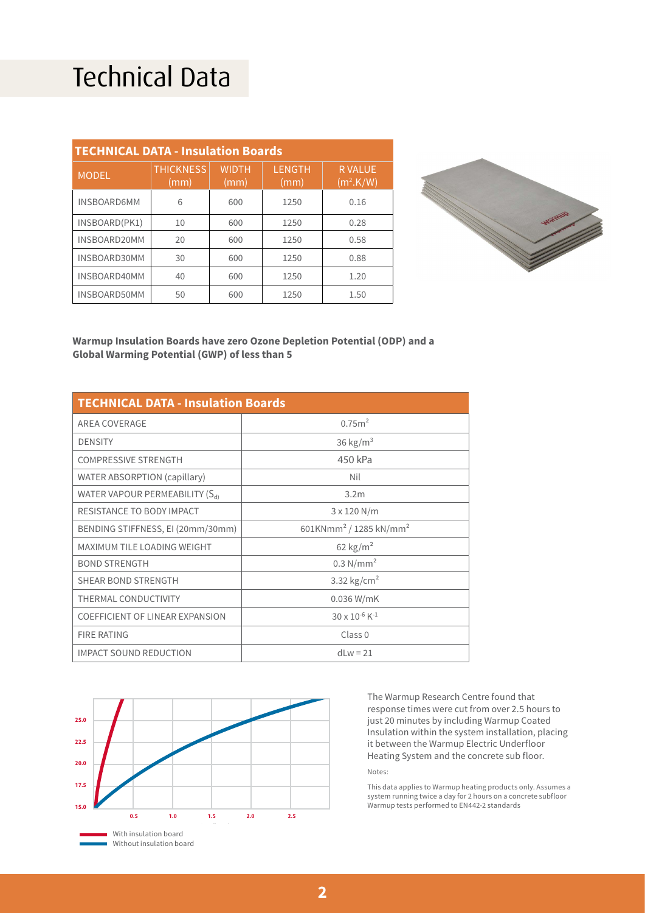# Technical Data

| TECHNICAL DATA - Insulation Boards | | | | |
|---|---|---|---|---|
| MODEL | THICKNESS (mm) | WIDTH (mm) | LENGTH (mm) | R VALUE ($m^2$.K/W) |
| INSBOARD6MM | 6 | 600 | 1250 | 0.16 |
| INSBOARD(PK1) | 10 | 600 | 1250 | 0.28 |
| INSBOARD20MM | 20 | 600 | 1250 | 0.58 |
| INSBOARD30MM | 30 | 600 | 1250 | 0.88 |
| INSBOARD40MM | 40 | 600 | 1250 | 1.20 |
| INSBOARD50MM | 50 | 600 | 1250 | 1.50 |

**Warmup Insulation Boards have zero Ozone Depletion Potential (ODP) and a Global Warming Potential (GWP) of less than 5**

| TECHNICAL DATA - Insulation Boards | |
|---|---|
| AREA COVERAGE | 0.75$m^2$ |
| DENSITY | 36 kg/$m^3$ |
| COMPRESSIVE STRENGTH | 450 kPa |
| WATER ABSORPTION (capillary) | Nil |
| WATER VAPOUR PERMEABILITY ($S_d$) | 3.2m |
| RESISTANCE TO BODY IMPACT | 3 x 120 N/m |
| BENDING STIFFNESS, EI (20mm/30mm) | 601KNmm$^2$ / 1285 kN/mm$^2$ |
| MAXIMUM TILE LOADING WEIGHT | 62 kg/$m^2$ |
| BOND STRENGTH | 0.3 N/$mm^2$ |
| SHEAR BOND STRENGTH | 3.32 kg/$cm^2$ |
| THERMAL CONDUCTIVITY | 0.036 W/mK |
| COEFFICIENT OF LINEAR EXPANSION | $30 \times 10^{-6}$ $K^{-1}$ |
| FIRE RATING | Class 0 |
| IMPACT SOUND REDUCTION | dLw = 21 |

With insulation board
Without insulation board

The Warmup Research Centre found that response times were cut from over 2.5 hours to just 20 minutes by including Warmup Coated Insulation within the system installation, placing it between the Warmup Electric Underfloor Heating System and the concrete sub floor.

Notes:

This data applies to Warmup heating products only. Assumes a system running twice a day for 2 hours on a concrete subfloor Warmup tests performed to EN442-2 standards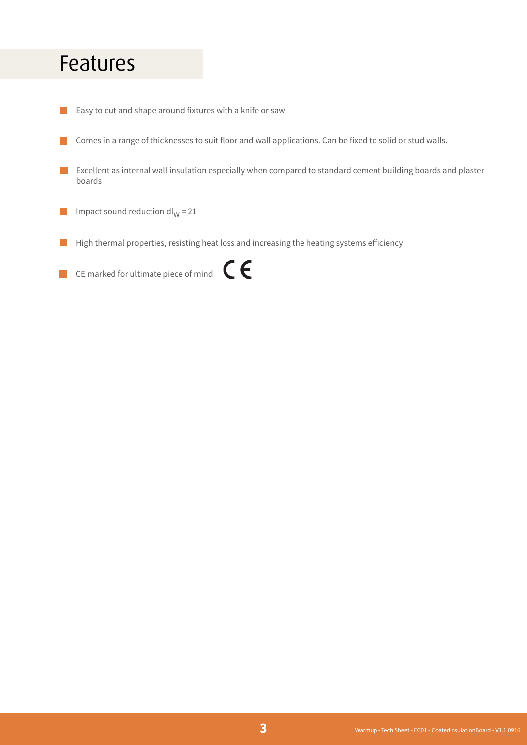# Features

- Easy to cut and shape around fixtures with a knife or saw
- Comes in a range of thicknesses to suit floor and wall applications. Can be fixed to solid or stud walls.
- Excellent as internal wall insulation especially when compared to standard cement building boards and plaster boards
- Impact sound reduction $dl_W$ = 21
- High thermal properties, resisting heat loss and increasing the heating systems efficiency
- CE marked for ultimate piece of mind CE